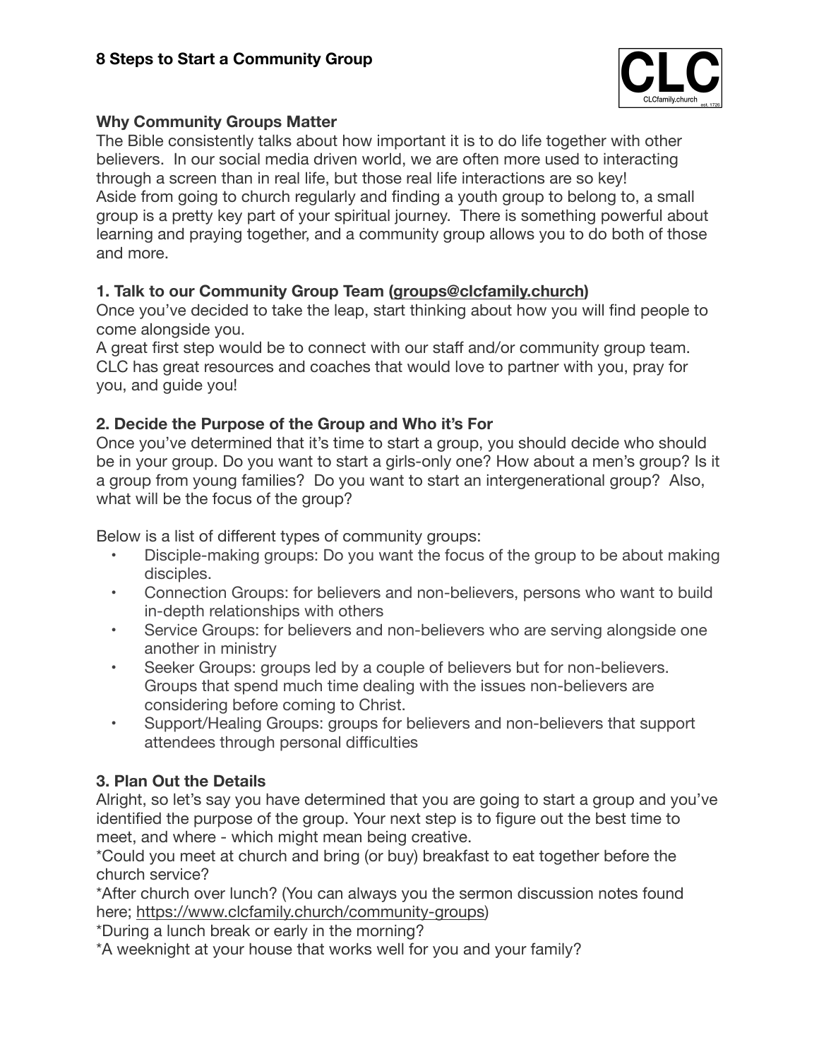# 8 Steps to Start a Community Group

CLC
CLCfamily.church
est. 1726

**Why Community Groups Matter**

The Bible consistently talks about how important it is to do life together with other believers. In our social media driven world, we are often more used to interacting through a screen than in real life, but those real life interactions are so key!
Aside from going to church regularly and finding a youth group to belong to, a small group is a pretty key part of your spiritual journey. There is something powerful about learning and praying together, and a community group allows you to do both of those and more.

**1. Talk to our Community Group Team (groups@clcfamily.church)**

Once you've decided to take the leap, start thinking about how you will find people to come alongside you.
A great first step would be to connect with our staff and/or community group team. CLC has great resources and coaches that would love to partner with you, pray for you, and guide you!

**2. Decide the Purpose of the Group and Who it's For**

Once you've determined that it's time to start a group, you should decide who should be in your group. Do you want to start a girls-only one? How about a men's group? Is it a group from young families? Do you want to start an intergenerational group? Also, what will be the focus of the group?

Below is a list of different types of community groups:

- Disciple-making groups: Do you want the focus of the group to be about making disciples.
- Connection Groups: for believers and non-believers, persons who want to build in-depth relationships with others
- Service Groups: for believers and non-believers who are serving alongside one another in ministry
- Seeker Groups: groups led by a couple of believers but for non-believers. Groups that spend much time dealing with the issues non-believers are considering before coming to Christ.
- Support/Healing Groups: groups for believers and non-believers that support attendees through personal difficulties

**3. Plan Out the Details**

Alright, so let's say you have determined that you are going to start a group and you've identified the purpose of the group. Your next step is to figure out the best time to meet, and where - which might mean being creative.
*Could you meet at church and bring (or buy) breakfast to eat together before the church service?
*After church over lunch? (You can always you the sermon discussion notes found here; https://www.clcfamily.church/community-groups)
*During a lunch break or early in the morning?
*A weeknight at your house that works well for you and your family?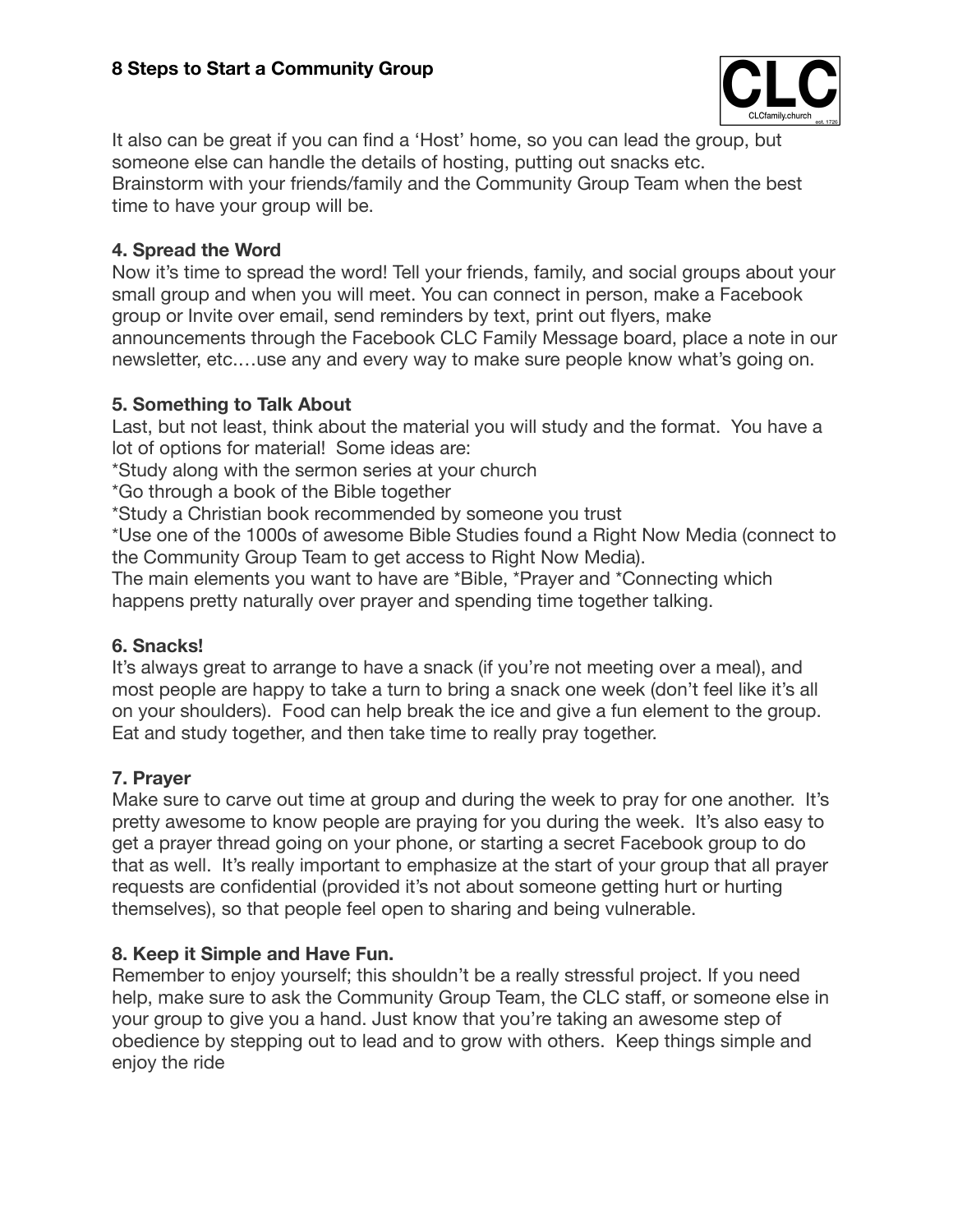It also can be great if you can find a 'Host' home, so you can lead the group, but someone else can handle the details of hosting, putting out snacks etc. Brainstorm with your friends/family and the Community Group Team when the best time to have your group will be.

### 4. Spread the Word

Now it's time to spread the word! Tell your friends, family, and social groups about your small group and when you will meet. You can connect in person, make a Facebook group or Invite over email, send reminders by text, print out flyers, make announcements through the Facebook CLC Family Message board, place a note in our newsletter, etc.…use any and every way to make sure people know what's going on.

### 5. Something to Talk About

Last, but not least, think about the material you will study and the format. You have a lot of options for material! Some ideas are:

*Study along with the sermon series at your church
*Go through a book of the Bible together
*Study a Christian book recommended by someone you trust
*Use one of the 1000s of awesome Bible Studies found a Right Now Media (connect to the Community Group Team to get access to Right Now Media).

The main elements you want to have are *Bible, *Prayer and *Connecting which happens pretty naturally over prayer and spending time together talking.

### 6. Snacks!

It's always great to arrange to have a snack (if you're not meeting over a meal), and most people are happy to take a turn to bring a snack one week (don't feel like it's all on your shoulders). Food can help break the ice and give a fun element to the group. Eat and study together, and then take time to really pray together.

### 7. Prayer

Make sure to carve out time at group and during the week to pray for one another. It's pretty awesome to know people are praying for you during the week. It's also easy to get a prayer thread going on your phone, or starting a secret Facebook group to do that as well. It's really important to emphasize at the start of your group that all prayer requests are confidential (provided it's not about someone getting hurt or hurting themselves), so that people feel open to sharing and being vulnerable.

### 8. Keep it Simple and Have Fun.

Remember to enjoy yourself; this shouldn't be a really stressful project. If you need help, make sure to ask the Community Group Team, the CLC staff, or someone else in your group to give you a hand. Just know that you're taking an awesome step of obedience by stepping out to lead and to grow with others. Keep things simple and enjoy the ride